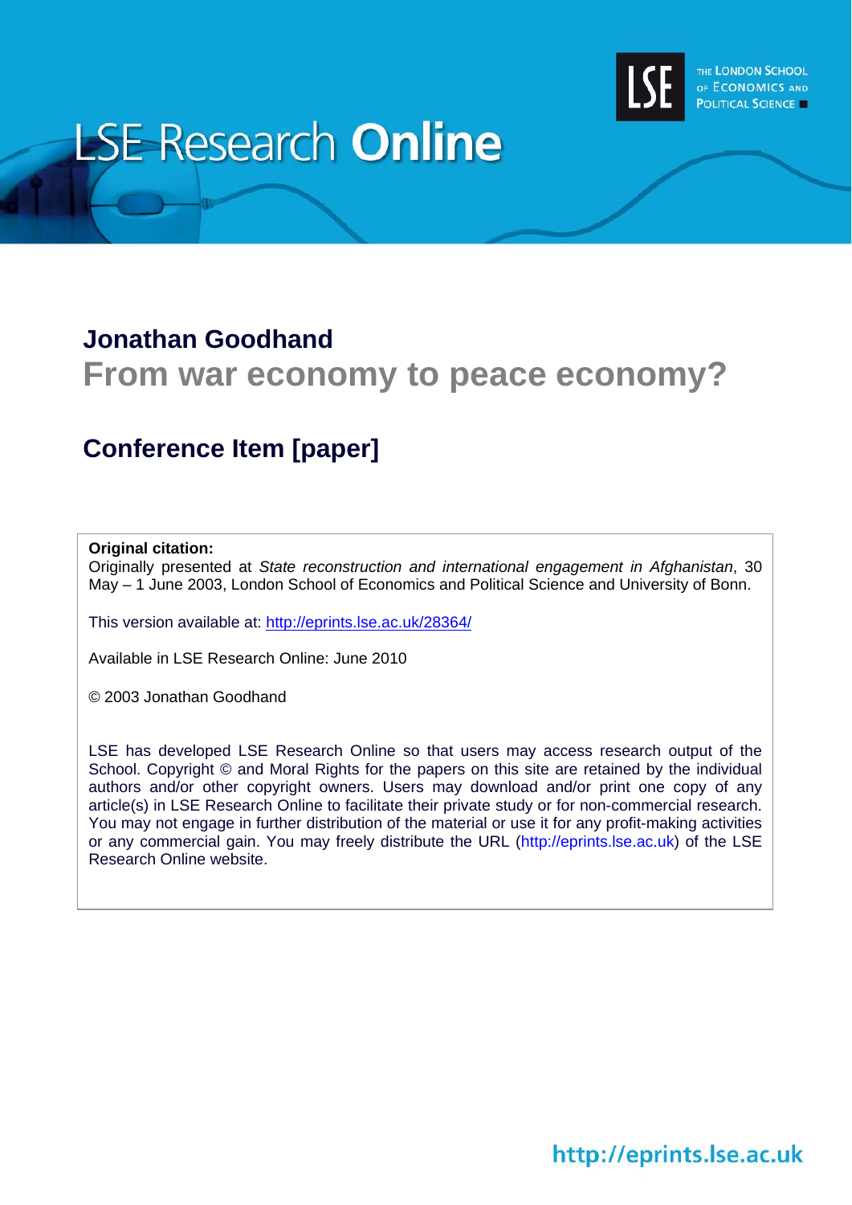# LSE Research Online

THE LONDON SCHOOL OF ECONOMICS AND POLITICAL SCIENCE

## Jonathan Goodhand

# From war economy to peace economy?

## Conference Item [paper]

**Original citation:**
Originally presented at *State reconstruction and international engagement in Afghanistan*, 30 May – 1 June 2003, London School of Economics and Political Science and University of Bonn.

This version available at: http://eprints.lse.ac.uk/28364/

Available in LSE Research Online: June 2010

© 2003 Jonathan Goodhand

LSE has developed LSE Research Online so that users may access research output of the School. Copyright © and Moral Rights for the papers on this site are retained by the individual authors and/or other copyright owners. Users may download and/or print one copy of any article(s) in LSE Research Online to facilitate their private study or for non-commercial research. You may not engage in further distribution of the material or use it for any profit-making activities or any commercial gain. You may freely distribute the URL (http://eprints.lse.ac.uk) of the LSE Research Online website.

http://eprints.lse.ac.uk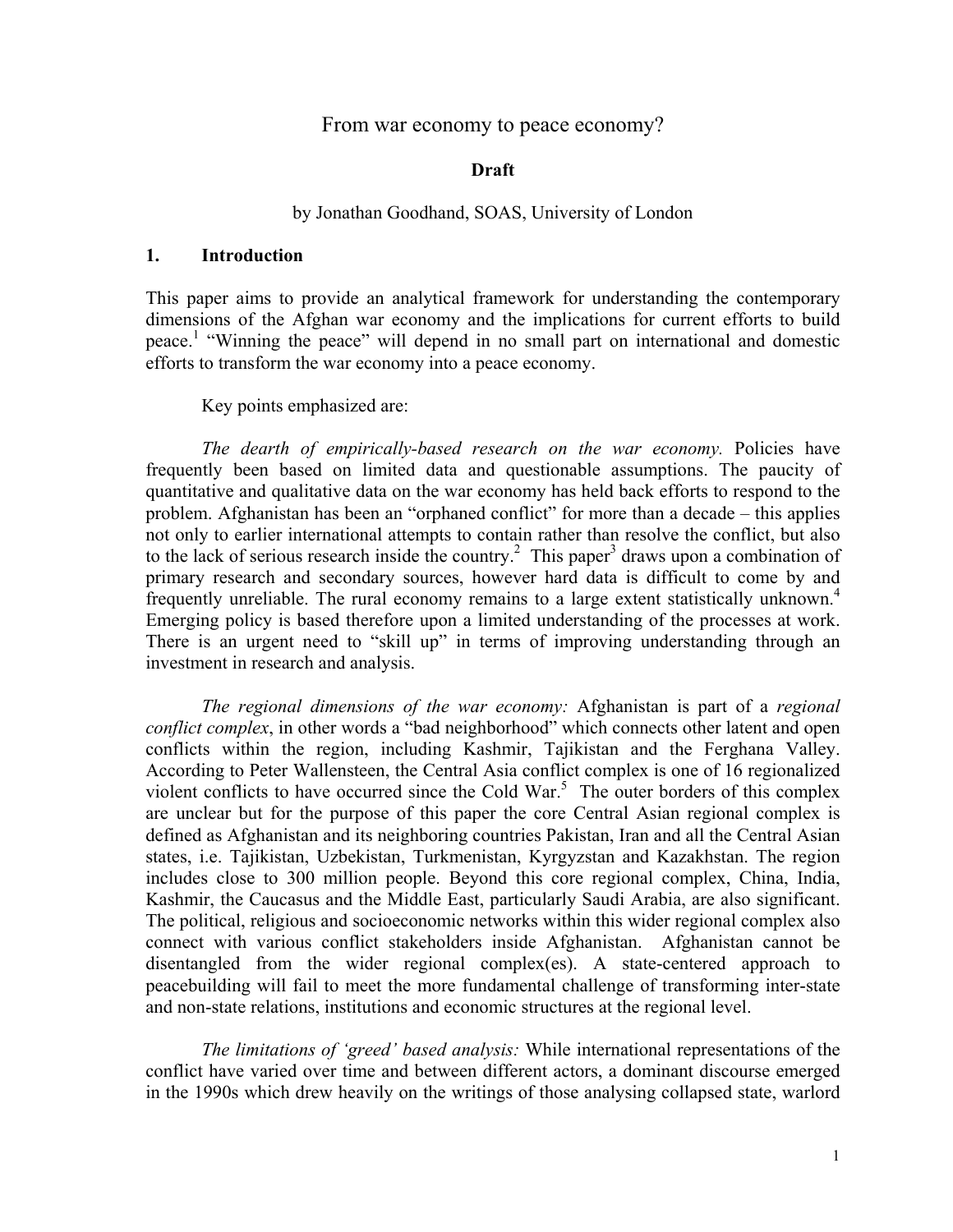# From war economy to peace economy?

**Draft**

by Jonathan Goodhand, SOAS, University of London

## 1. Introduction

This paper aims to provide an analytical framework for understanding the contemporary dimensions of the Afghan war economy and the implications for current efforts to build peace.[1] "Winning the peace" will depend in no small part on international and domestic efforts to transform the war economy into a peace economy.

Key points emphasized are:

*The dearth of empirically-based research on the war economy.* Policies have frequently been based on limited data and questionable assumptions. The paucity of quantitative and qualitative data on the war economy has held back efforts to respond to the problem. Afghanistan has been an "orphaned conflict" for more than a decade – this applies not only to earlier international attempts to contain rather than resolve the conflict, but also to the lack of serious research inside the country.[2] This paper[3] draws upon a combination of primary research and secondary sources, however hard data is difficult to come by and frequently unreliable. The rural economy remains to a large extent statistically unknown.[4] Emerging policy is based therefore upon a limited understanding of the processes at work. There is an urgent need to "skill up" in terms of improving understanding through an investment in research and analysis.

*The regional dimensions of the war economy:* Afghanistan is part of a *regional conflict complex*, in other words a "bad neighborhood" which connects other latent and open conflicts within the region, including Kashmir, Tajikistan and the Ferghana Valley. According to Peter Wallensteen, the Central Asia conflict complex is one of 16 regionalized violent conflicts to have occurred since the Cold War.[5] The outer borders of this complex are unclear but for the purpose of this paper the core Central Asian regional complex is defined as Afghanistan and its neighboring countries Pakistan, Iran and all the Central Asian states, i.e. Tajikistan, Uzbekistan, Turkmenistan, Kyrgyzstan and Kazakhstan. The region includes close to 300 million people. Beyond this core regional complex, China, India, Kashmir, the Caucasus and the Middle East, particularly Saudi Arabia, are also significant. The political, religious and socioeconomic networks within this wider regional complex also connect with various conflict stakeholders inside Afghanistan. Afghanistan cannot be disentangled from the wider regional complex(es). A state-centered approach to peacebuilding will fail to meet the more fundamental challenge of transforming inter-state and non-state relations, institutions and economic structures at the regional level.

*The limitations of 'greed' based analysis:* While international representations of the conflict have varied over time and between different actors, a dominant discourse emerged in the 1990s which drew heavily on the writings of those analysing collapsed state, warlord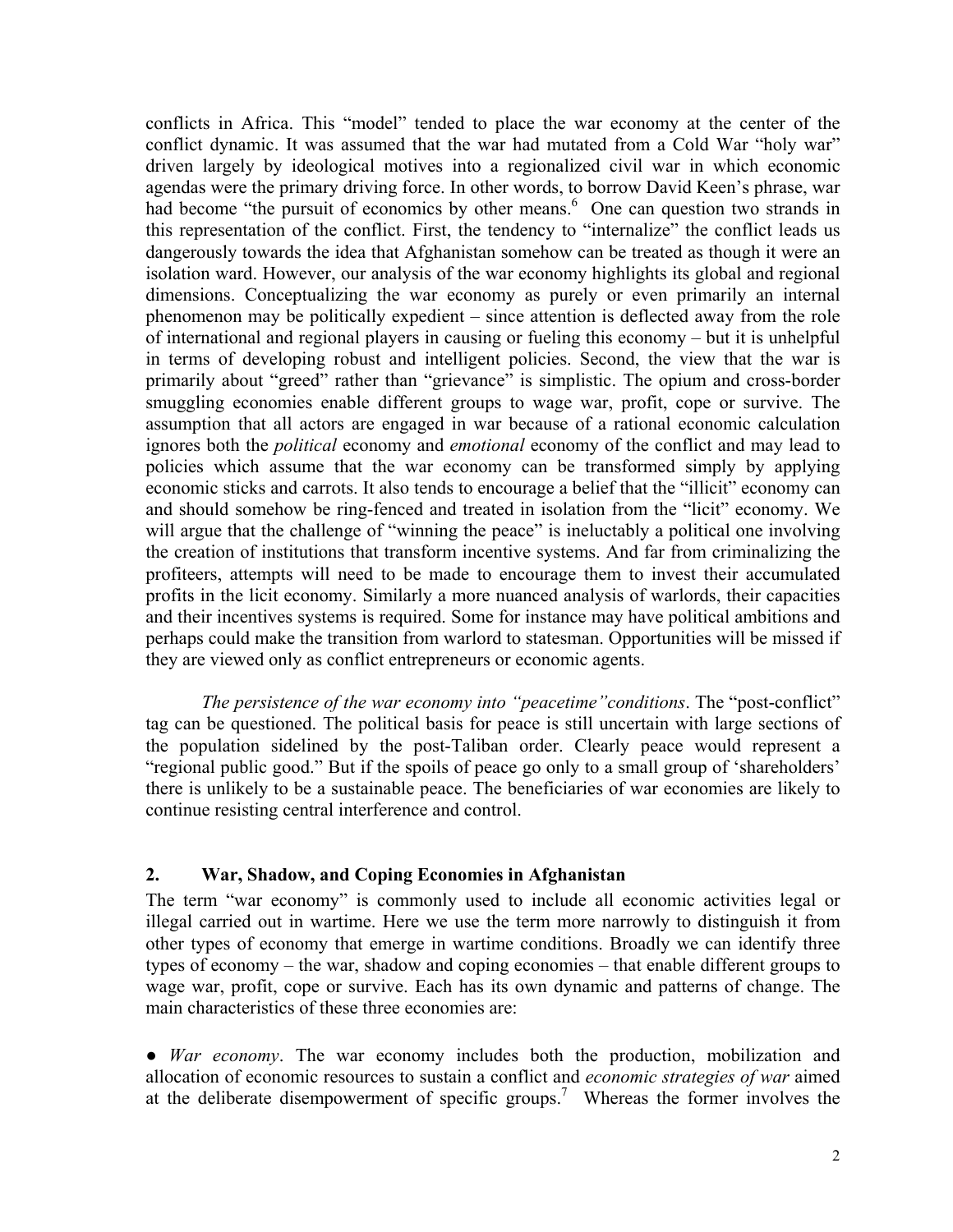conflicts in Africa. This "model" tended to place the war economy at the center of the conflict dynamic. It was assumed that the war had mutated from a Cold War "holy war" driven largely by ideological motives into a regionalized civil war in which economic agendas were the primary driving force. In other words, to borrow David Keen's phrase, war had become "the pursuit of economics by other means.[6] One can question two strands in this representation of the conflict. First, the tendency to "internalize" the conflict leads us dangerously towards the idea that Afghanistan somehow can be treated as though it were an isolation ward. However, our analysis of the war economy highlights its global and regional dimensions. Conceptualizing the war economy as purely or even primarily an internal phenomenon may be politically expedient – since attention is deflected away from the role of international and regional players in causing or fueling this economy – but it is unhelpful in terms of developing robust and intelligent policies. Second, the view that the war is primarily about "greed" rather than "grievance" is simplistic. The opium and cross-border smuggling economies enable different groups to wage war, profit, cope or survive. The assumption that all actors are engaged in war because of a rational economic calculation ignores both the *political* economy and *emotional* economy of the conflict and may lead to policies which assume that the war economy can be transformed simply by applying economic sticks and carrots. It also tends to encourage a belief that the "illicit" economy can and should somehow be ring-fenced and treated in isolation from the "licit" economy. We will argue that the challenge of "winning the peace" is ineluctably a political one involving the creation of institutions that transform incentive systems. And far from criminalizing the profiteers, attempts will need to be made to encourage them to invest their accumulated profits in the licit economy. Similarly a more nuanced analysis of warlords, their capacities and their incentives systems is required. Some for instance may have political ambitions and perhaps could make the transition from warlord to statesman. Opportunities will be missed if they are viewed only as conflict entrepreneurs or economic agents.

*The persistence of the war economy into "peacetime"conditions*. The "post-conflict" tag can be questioned. The political basis for peace is still uncertain with large sections of the population sidelined by the post-Taliban order. Clearly peace would represent a "regional public good." But if the spoils of peace go only to a small group of 'shareholders' there is unlikely to be a sustainable peace. The beneficiaries of war economies are likely to continue resisting central interference and control.

## 2. War, Shadow, and Coping Economies in Afghanistan

The term "war economy" is commonly used to include all economic activities legal or illegal carried out in wartime. Here we use the term more narrowly to distinguish it from other types of economy that emerge in wartime conditions. Broadly we can identify three types of economy – the war, shadow and coping economies – that enable different groups to wage war, profit, cope or survive. Each has its own dynamic and patterns of change. The main characteristics of these three economies are:

● *War economy*. The war economy includes both the production, mobilization and allocation of economic resources to sustain a conflict and *economic strategies of war* aimed at the deliberate disempowerment of specific groups.[7] Whereas the former involves the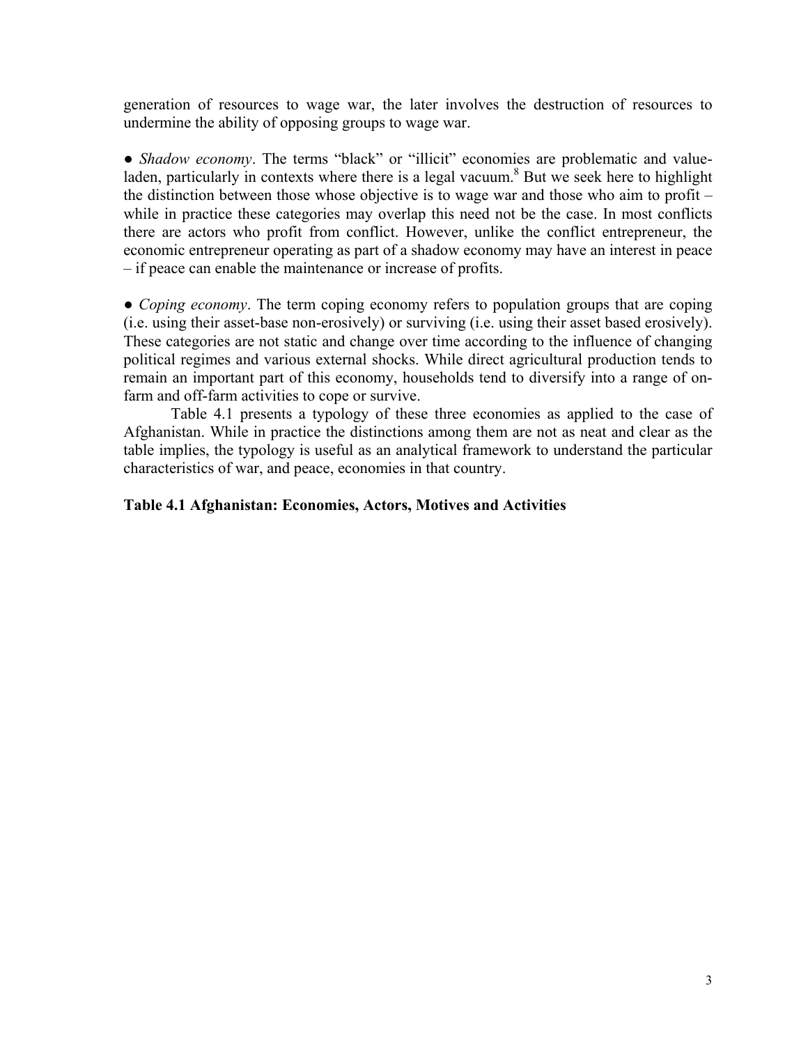generation of resources to wage war, the later involves the destruction of resources to undermine the ability of opposing groups to wage war.

● *Shadow economy*. The terms "black" or "illicit" economies are problematic and value-laden, particularly in contexts where there is a legal vacuum.[8] But we seek here to highlight the distinction between those whose objective is to wage war and those who aim to profit – while in practice these categories may overlap this need not be the case. In most conflicts there are actors who profit from conflict. However, unlike the conflict entrepreneur, the economic entrepreneur operating as part of a shadow economy may have an interest in peace – if peace can enable the maintenance or increase of profits.

● *Coping economy*. The term coping economy refers to population groups that are coping (i.e. using their asset-base non-erosively) or surviving (i.e. using their asset based erosively). These categories are not static and change over time according to the influence of changing political regimes and various external shocks. While direct agricultural production tends to remain an important part of this economy, households tend to diversify into a range of on-farm and off-farm activities to cope or survive.

Table 4.1 presents a typology of these three economies as applied to the case of Afghanistan. While in practice the distinctions among them are not as neat and clear as the table implies, the typology is useful as an analytical framework to understand the particular characteristics of war, and peace, economies in that country.

**Table 4.1 Afghanistan: Economies, Actors, Motives and Activities**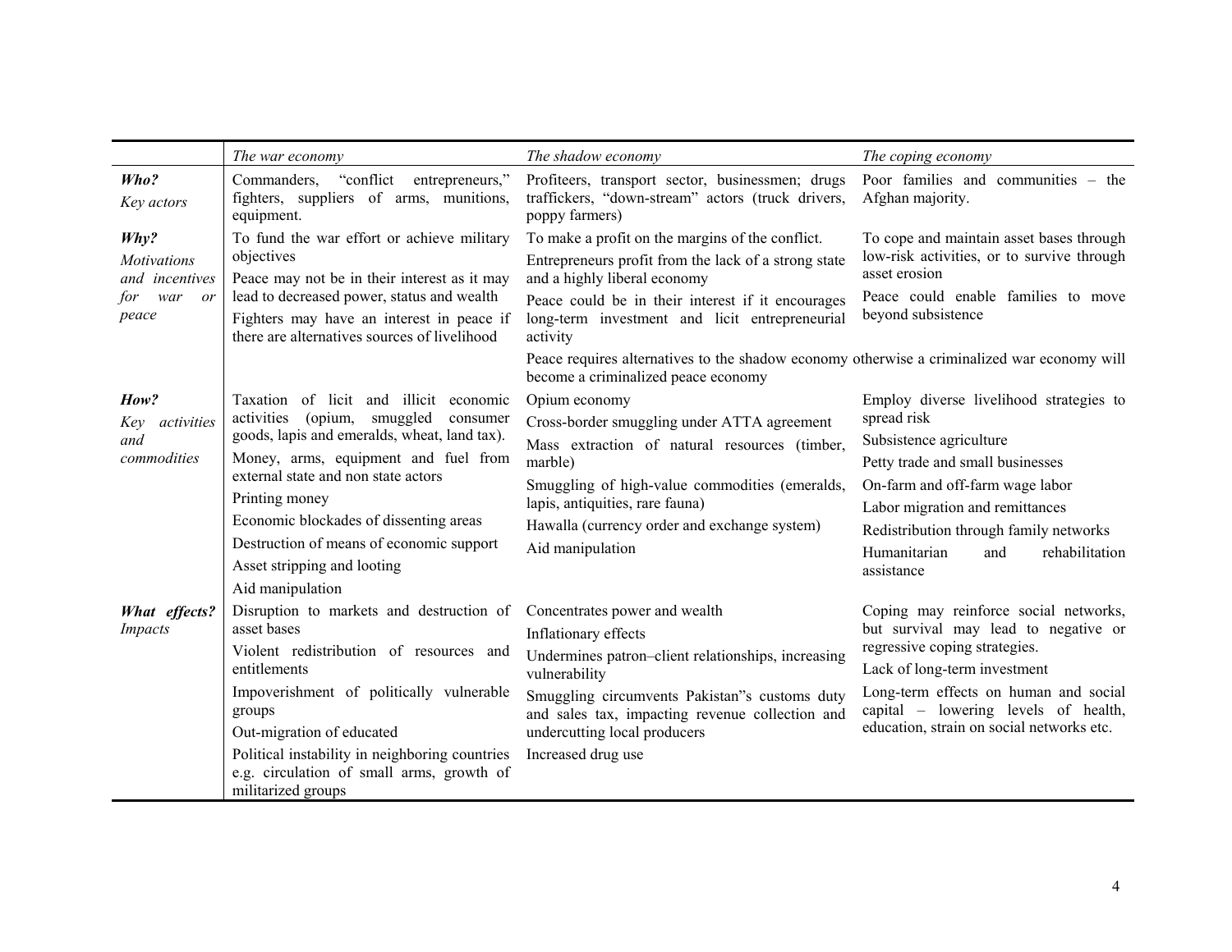| | *The war economy* | *The shadow economy* | *The coping economy* |
|---|---|---|---|
| ***Who?*** *Key actors* | Commanders, "conflict entrepreneurs," fighters, suppliers of arms, munitions, equipment. | Profiteers, transport sector, businessmen; drugs traffickers, "down-stream" actors (truck drivers, poppy farmers) | Poor families and communities – the Afghan majority. |
| ***Why?*** *Motivations and incentives for war or peace* | To fund the war effort or achieve military objectives<br>Peace may not be in their interest as it may lead to decreased power, status and wealth<br>Fighters may have an interest in peace if there are alternatives sources of livelihood | To make a profit on the margins of the conflict.<br>Entrepreneurs profit from the lack of a strong state and a highly liberal economy<br>Peace could be in their interest if it encourages long-term investment and licit entrepreneurial activity<br>Peace requires alternatives to the shadow economy otherwise a criminalized war economy will become a criminalized peace economy | To cope and maintain asset bases through low-risk activities, or to survive through asset erosion<br>Peace could enable families to move beyond subsistence |
| ***How?*** *Key activities and commodities* | Taxation of licit and illicit economic activities (opium, smuggled consumer goods, lapis and emeralds, wheat, land tax).<br>Money, arms, equipment and fuel from external state and non state actors<br>Printing money<br>Economic blockades of dissenting areas<br>Destruction of means of economic support<br>Asset stripping and looting<br>Aid manipulation | Opium economy<br>Cross-border smuggling under ATTA agreement<br>Mass extraction of natural resources (timber, marble)<br>Smuggling of high-value commodities (emeralds, lapis, antiquities, rare fauna)<br>Hawalla (currency order and exchange system)<br>Aid manipulation | Employ diverse livelihood strategies to spread risk<br>Subsistence agriculture<br>Petty trade and small businesses<br>On-farm and off-farm wage labor<br>Labor migration and remittances<br>Redistribution through family networks<br>Humanitarian and rehabilitation assistance |
| ***What effects?*** *Impacts* | Disruption to markets and destruction of asset bases<br>Violent redistribution of resources and entitlements<br>Impoverishment of politically vulnerable groups<br>Out-migration of educated<br>Political instability in neighboring countries e.g. circulation of small arms, growth of militarized groups | Concentrates power and wealth<br>Inflationary effects<br>Undermines patron–client relationships, increasing vulnerability<br>Smuggling circumvents Pakistan"s customs duty and sales tax, impacting revenue collection and undercutting local producers<br>Increased drug use | Coping may reinforce social networks, but survival may lead to negative or regressive coping strategies.<br>Lack of long-term investment<br>Long-term effects on human and social capital – lowering levels of health, education, strain on social networks etc. |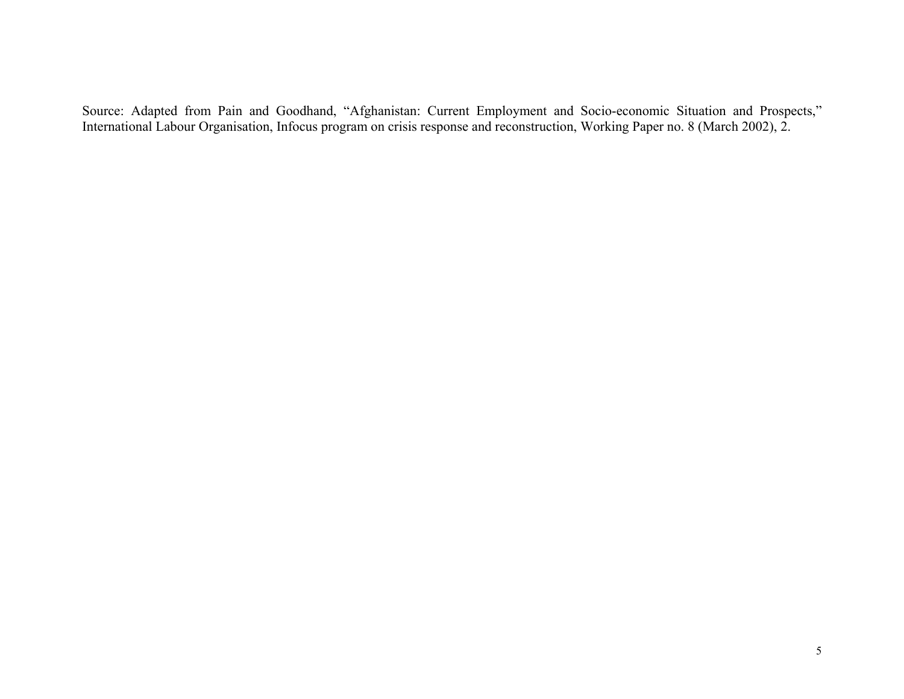Source: Adapted from Pain and Goodhand, “Afghanistan: Current Employment and Socio-economic Situation and Prospects,” International Labour Organisation, Infocus program on crisis response and reconstruction, Working Paper no. 8 (March 2002), 2.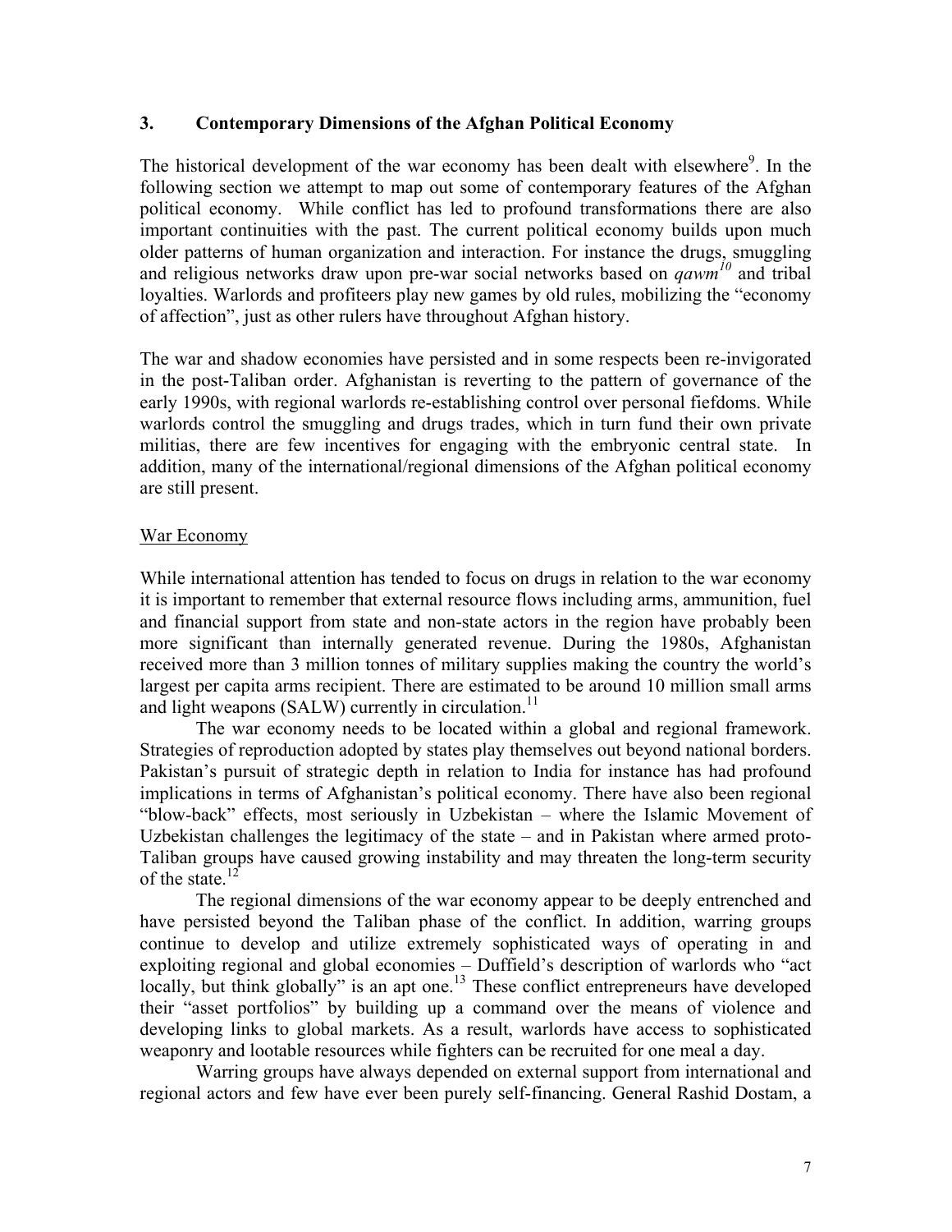## 3. Contemporary Dimensions of the Afghan Political Economy

The historical development of the war economy has been dealt with elsewhere[9]. In the following section we attempt to map out some of contemporary features of the Afghan political economy. While conflict has led to profound transformations there are also important continuities with the past. The current political economy builds upon much older patterns of human organization and interaction. For instance the drugs, smuggling and religious networks draw upon pre-war social networks based on *qawm*[10] and tribal loyalties. Warlords and profiteers play new games by old rules, mobilizing the "economy of affection", just as other rulers have throughout Afghan history.

The war and shadow economies have persisted and in some respects been re-invigorated in the post-Taliban order. Afghanistan is reverting to the pattern of governance of the early 1990s, with regional warlords re-establishing control over personal fiefdoms. While warlords control the smuggling and drugs trades, which in turn fund their own private militias, there are few incentives for engaging with the embryonic central state. In addition, many of the international/regional dimensions of the Afghan political economy are still present.

<u>War Economy</u>

While international attention has tended to focus on drugs in relation to the war economy it is important to remember that external resource flows including arms, ammunition, fuel and financial support from state and non-state actors in the region have probably been more significant than internally generated revenue. During the 1980s, Afghanistan received more than 3 million tonnes of military supplies making the country the world's largest per capita arms recipient. There are estimated to be around 10 million small arms and light weapons (SALW) currently in circulation.[11]

The war economy needs to be located within a global and regional framework. Strategies of reproduction adopted by states play themselves out beyond national borders. Pakistan's pursuit of strategic depth in relation to India for instance has had profound implications in terms of Afghanistan's political economy. There have also been regional "blow-back" effects, most seriously in Uzbekistan – where the Islamic Movement of Uzbekistan challenges the legitimacy of the state – and in Pakistan where armed proto-Taliban groups have caused growing instability and may threaten the long-term security of the state.[12]

The regional dimensions of the war economy appear to be deeply entrenched and have persisted beyond the Taliban phase of the conflict. In addition, warring groups continue to develop and utilize extremely sophisticated ways of operating in and exploiting regional and global economies – Duffield's description of warlords who "act locally, but think globally" is an apt one.[13] These conflict entrepreneurs have developed their "asset portfolios" by building up a command over the means of violence and developing links to global markets. As a result, warlords have access to sophisticated weaponry and lootable resources while fighters can be recruited for one meal a day.

Warring groups have always depended on external support from international and regional actors and few have ever been purely self-financing. General Rashid Dostam, a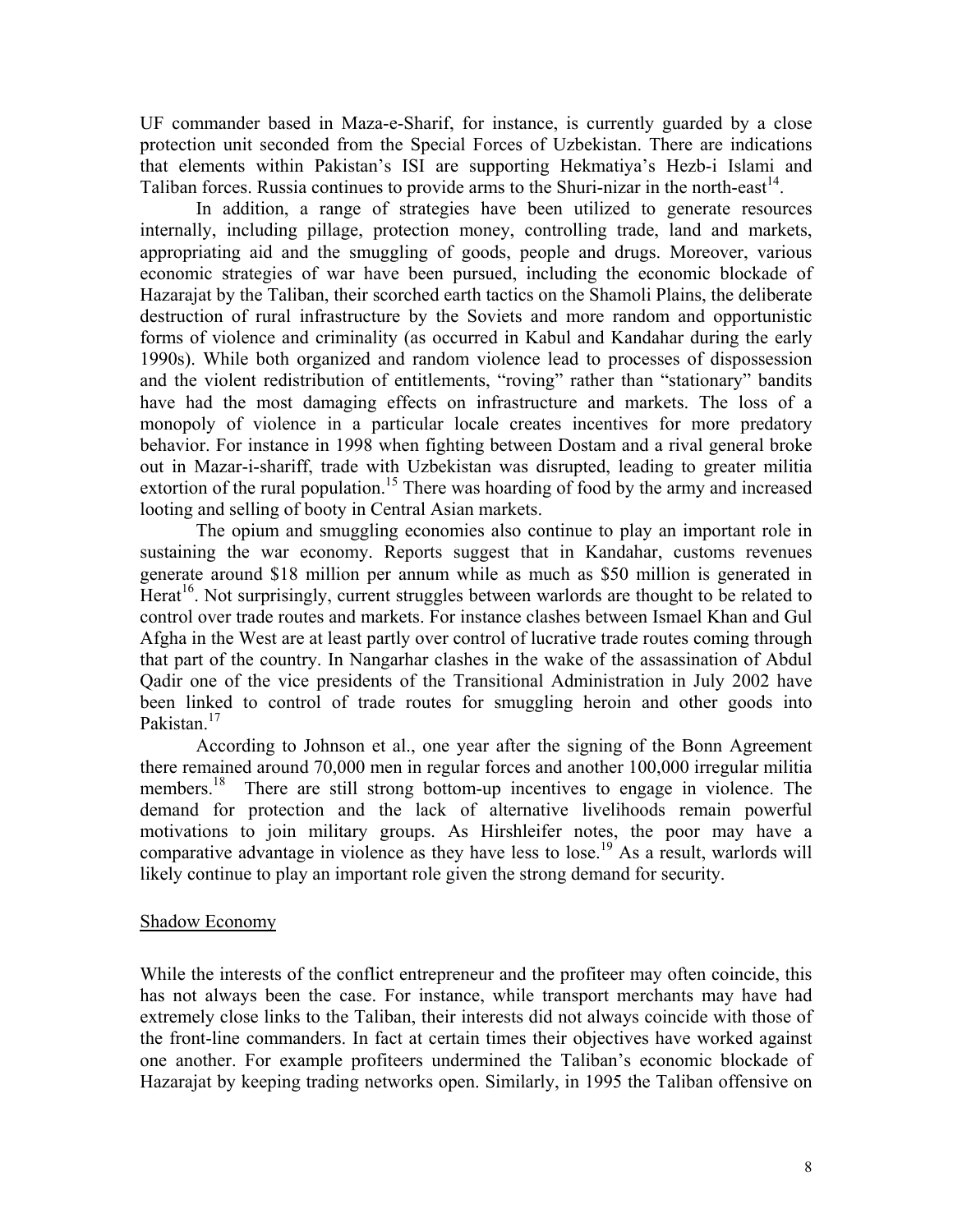UF commander based in Maza-e-Sharif, for instance, is currently guarded by a close protection unit seconded from the Special Forces of Uzbekistan. There are indications that elements within Pakistan's ISI are supporting Hekmatiya's Hezb-i Islami and Taliban forces. Russia continues to provide arms to the Shuri-nizar in the north-east[14].

In addition, a range of strategies have been utilized to generate resources internally, including pillage, protection money, controlling trade, land and markets, appropriating aid and the smuggling of goods, people and drugs. Moreover, various economic strategies of war have been pursued, including the economic blockade of Hazarajat by the Taliban, their scorched earth tactics on the Shamoli Plains, the deliberate destruction of rural infrastructure by the Soviets and more random and opportunistic forms of violence and criminality (as occurred in Kabul and Kandahar during the early 1990s). While both organized and random violence lead to processes of dispossession and the violent redistribution of entitlements, "roving" rather than "stationary" bandits have had the most damaging effects on infrastructure and markets. The loss of a monopoly of violence in a particular locale creates incentives for more predatory behavior. For instance in 1998 when fighting between Dostam and a rival general broke out in Mazar-i-shariff, trade with Uzbekistan was disrupted, leading to greater militia extortion of the rural population.[15] There was hoarding of food by the army and increased looting and selling of booty in Central Asian markets.

The opium and smuggling economies also continue to play an important role in sustaining the war economy. Reports suggest that in Kandahar, customs revenues generate around $18 million per annum while as much as $50 million is generated in Herat[16]. Not surprisingly, current struggles between warlords are thought to be related to control over trade routes and markets. For instance clashes between Ismael Khan and Gul Afgha in the West are at least partly over control of lucrative trade routes coming through that part of the country. In Nangarhar clashes in the wake of the assassination of Abdul Qadir one of the vice presidents of the Transitional Administration in July 2002 have been linked to control of trade routes for smuggling heroin and other goods into Pakistan.[17]

According to Johnson et al., one year after the signing of the Bonn Agreement there remained around 70,000 men in regular forces and another 100,000 irregular militia members.[18] There are still strong bottom-up incentives to engage in violence. The demand for protection and the lack of alternative livelihoods remain powerful motivations to join military groups. As Hirshleifer notes, the poor may have a comparative advantage in violence as they have less to lose.[19] As a result, warlords will likely continue to play an important role given the strong demand for security.

## Shadow Economy

While the interests of the conflict entrepreneur and the profiteer may often coincide, this has not always been the case. For instance, while transport merchants may have had extremely close links to the Taliban, their interests did not always coincide with those of the front-line commanders. In fact at certain times their objectives have worked against one another. For example profiteers undermined the Taliban's economic blockade of Hazarajat by keeping trading networks open. Similarly, in 1995 the Taliban offensive on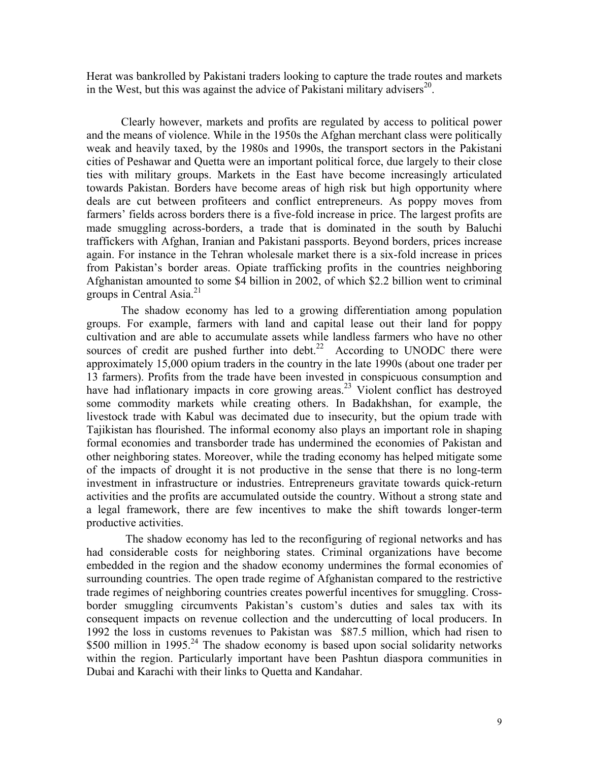Herat was bankrolled by Pakistani traders looking to capture the trade routes and markets in the West, but this was against the advice of Pakistani military advisers[20].

Clearly however, markets and profits are regulated by access to political power and the means of violence. While in the 1950s the Afghan merchant class were politically weak and heavily taxed, by the 1980s and 1990s, the transport sectors in the Pakistani cities of Peshawar and Quetta were an important political force, due largely to their close ties with military groups. Markets in the East have become increasingly articulated towards Pakistan. Borders have become areas of high risk but high opportunity where deals are cut between profiteers and conflict entrepreneurs. As poppy moves from farmers' fields across borders there is a five-fold increase in price. The largest profits are made smuggling across-borders, a trade that is dominated in the south by Baluchi traffickers with Afghan, Iranian and Pakistani passports. Beyond borders, prices increase again. For instance in the Tehran wholesale market there is a six-fold increase in prices from Pakistan's border areas. Opiate trafficking profits in the countries neighboring Afghanistan amounted to some $4 billion in 2002, of which $2.2 billion went to criminal groups in Central Asia.[21]

The shadow economy has led to a growing differentiation among population groups. For example, farmers with land and capital lease out their land for poppy cultivation and are able to accumulate assets while landless farmers who have no other sources of credit are pushed further into debt.[22] According to UNODC there were approximately 15,000 opium traders in the country in the late 1990s (about one trader per 13 farmers). Profits from the trade have been invested in conspicuous consumption and have had inflationary impacts in core growing areas.[23] Violent conflict has destroyed some commodity markets while creating others. In Badakhshan, for example, the livestock trade with Kabul was decimated due to insecurity, but the opium trade with Tajikistan has flourished. The informal economy also plays an important role in shaping formal economies and transborder trade has undermined the economies of Pakistan and other neighboring states. Moreover, while the trading economy has helped mitigate some of the impacts of drought it is not productive in the sense that there is no long-term investment in infrastructure or industries. Entrepreneurs gravitate towards quick-return activities and the profits are accumulated outside the country. Without a strong state and a legal framework, there are few incentives to make the shift towards longer-term productive activities.

The shadow economy has led to the reconfiguring of regional networks and has had considerable costs for neighboring states. Criminal organizations have become embedded in the region and the shadow economy undermines the formal economies of surrounding countries. The open trade regime of Afghanistan compared to the restrictive trade regimes of neighboring countries creates powerful incentives for smuggling. Cross-border smuggling circumvents Pakistan's custom's duties and sales tax with its consequent impacts on revenue collection and the undercutting of local producers. In 1992 the loss in customs revenues to Pakistan was $87.5 million, which had risen to $500 million in 1995.[24] The shadow economy is based upon social solidarity networks within the region. Particularly important have been Pashtun diaspora communities in Dubai and Karachi with their links to Quetta and Kandahar.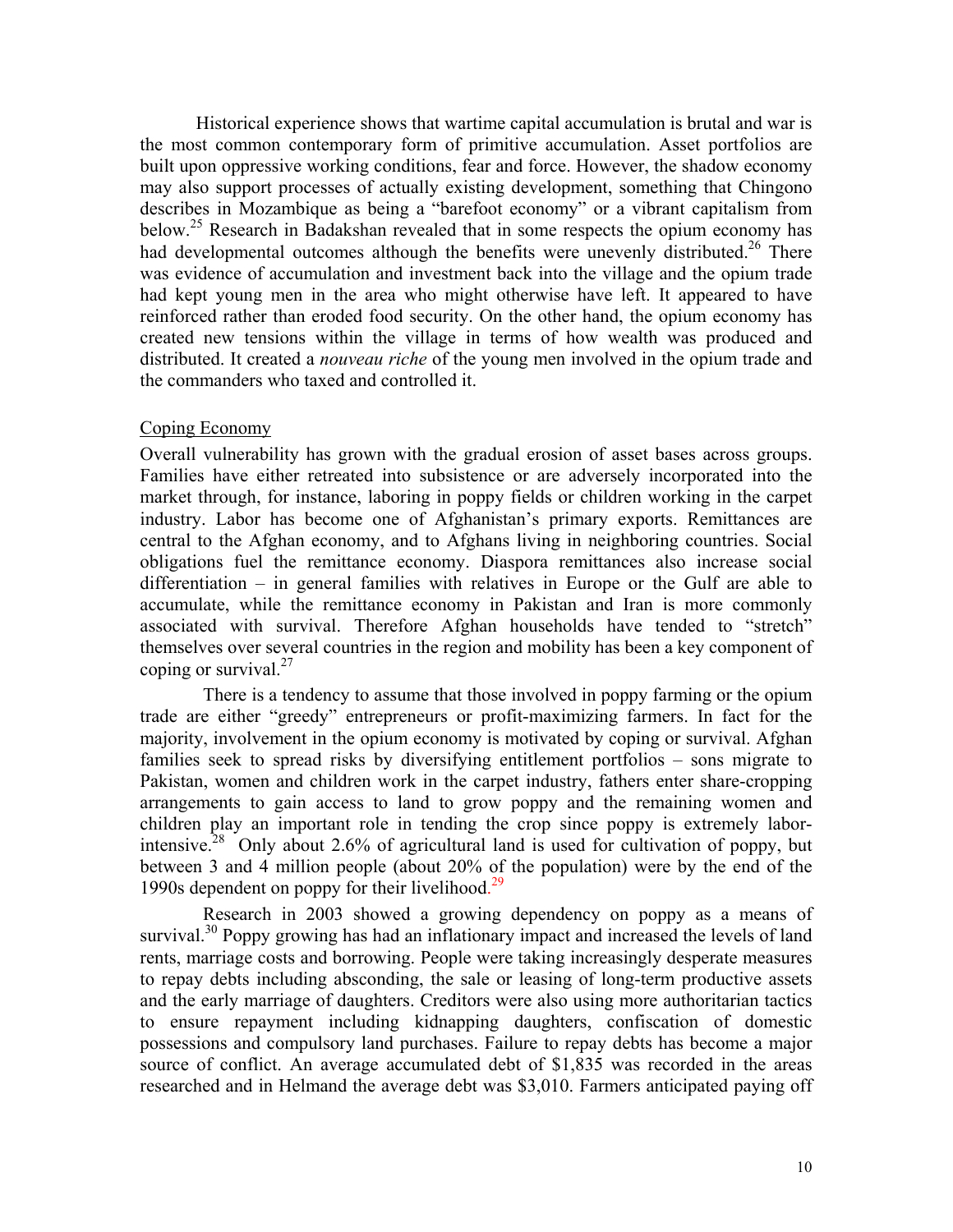Historical experience shows that wartime capital accumulation is brutal and war is the most common contemporary form of primitive accumulation. Asset portfolios are built upon oppressive working conditions, fear and force. However, the shadow economy may also support processes of actually existing development, something that Chingono describes in Mozambique as being a "barefoot economy" or a vibrant capitalism from below.[25] Research in Badakshan revealed that in some respects the opium economy has had developmental outcomes although the benefits were unevenly distributed.[26] There was evidence of accumulation and investment back into the village and the opium trade had kept young men in the area who might otherwise have left. It appeared to have reinforced rather than eroded food security. On the other hand, the opium economy has created new tensions within the village in terms of how wealth was produced and distributed. It created a *nouveau riche* of the young men involved in the opium trade and the commanders who taxed and controlled it.

## Coping Economy

Overall vulnerability has grown with the gradual erosion of asset bases across groups. Families have either retreated into subsistence or are adversely incorporated into the market through, for instance, laboring in poppy fields or children working in the carpet industry. Labor has become one of Afghanistan's primary exports. Remittances are central to the Afghan economy, and to Afghans living in neighboring countries. Social obligations fuel the remittance economy. Diaspora remittances also increase social differentiation – in general families with relatives in Europe or the Gulf are able to accumulate, while the remittance economy in Pakistan and Iran is more commonly associated with survival. Therefore Afghan households have tended to "stretch" themselves over several countries in the region and mobility has been a key component of coping or survival.[27]

There is a tendency to assume that those involved in poppy farming or the opium trade are either "greedy" entrepreneurs or profit-maximizing farmers. In fact for the majority, involvement in the opium economy is motivated by coping or survival. Afghan families seek to spread risks by diversifying entitlement portfolios – sons migrate to Pakistan, women and children work in the carpet industry, fathers enter share-cropping arrangements to gain access to land to grow poppy and the remaining women and children play an important role in tending the crop since poppy is extremely labor-intensive.[28] Only about 2.6% of agricultural land is used for cultivation of poppy, but between 3 and 4 million people (about 20% of the population) were by the end of the 1990s dependent on poppy for their livelihood.[29]

Research in 2003 showed a growing dependency on poppy as a means of survival.[30] Poppy growing has had an inflationary impact and increased the levels of land rents, marriage costs and borrowing. People were taking increasingly desperate measures to repay debts including absconding, the sale or leasing of long-term productive assets and the early marriage of daughters. Creditors were also using more authoritarian tactics to ensure repayment including kidnapping daughters, confiscation of domestic possessions and compulsory land purchases. Failure to repay debts has become a major source of conflict. An average accumulated debt of $1,835 was recorded in the areas researched and in Helmand the average debt was $3,010. Farmers anticipated paying off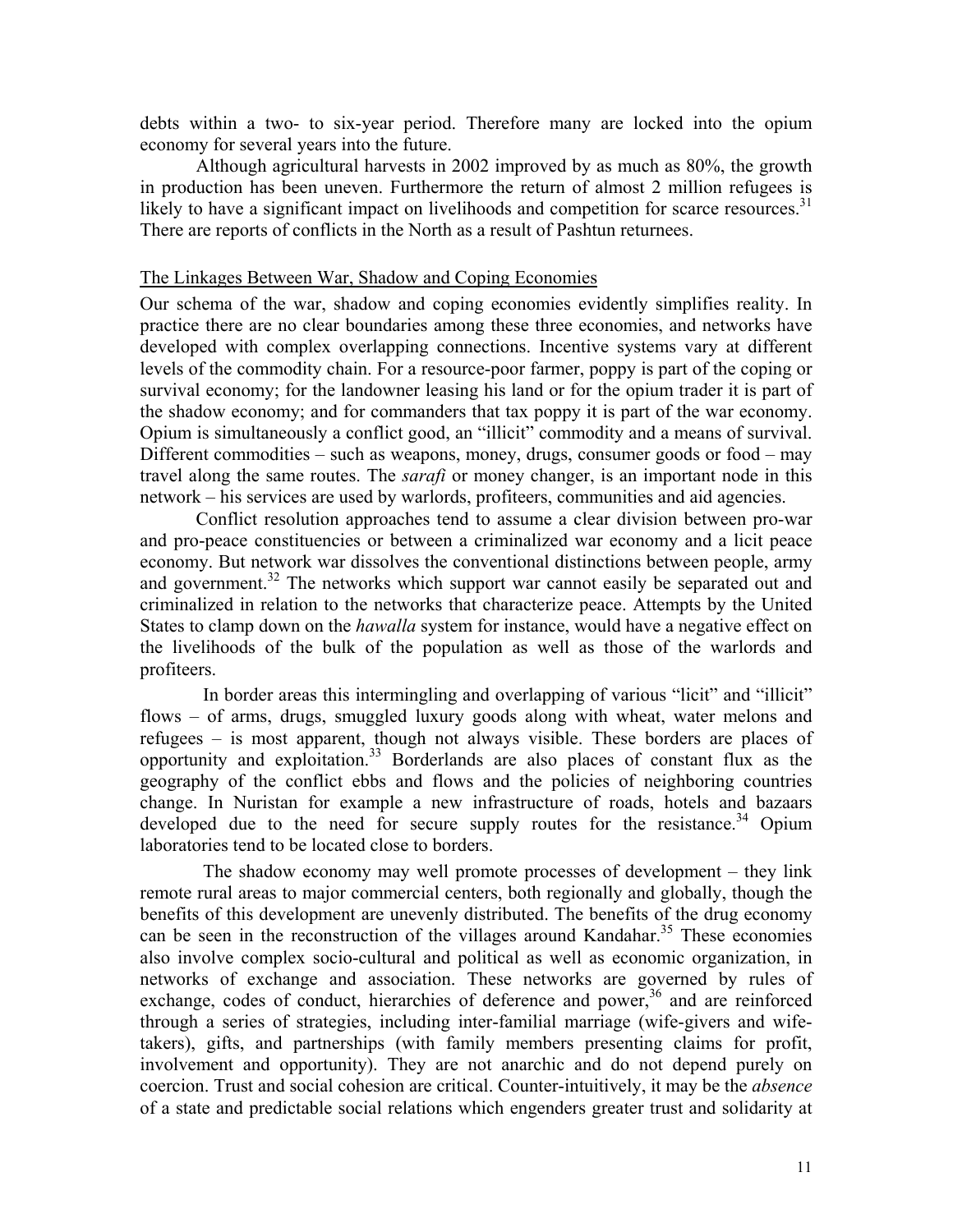debts within a two- to six-year period. Therefore many are locked into the opium economy for several years into the future.

Although agricultural harvests in 2002 improved by as much as 80%, the growth in production has been uneven. Furthermore the return of almost 2 million refugees is likely to have a significant impact on livelihoods and competition for scarce resources.[31] There are reports of conflicts in the North as a result of Pashtun returnees.

## The Linkages Between War, Shadow and Coping Economies

Our schema of the war, shadow and coping economies evidently simplifies reality. In practice there are no clear boundaries among these three economies, and networks have developed with complex overlapping connections. Incentive systems vary at different levels of the commodity chain. For a resource-poor farmer, poppy is part of the coping or survival economy; for the landowner leasing his land or for the opium trader it is part of the shadow economy; and for commanders that tax poppy it is part of the war economy. Opium is simultaneously a conflict good, an "illicit" commodity and a means of survival. Different commodities – such as weapons, money, drugs, consumer goods or food – may travel along the same routes. The *sarafi* or money changer, is an important node in this network – his services are used by warlords, profiteers, communities and aid agencies.

Conflict resolution approaches tend to assume a clear division between pro-war and pro-peace constituencies or between a criminalized war economy and a licit peace economy. But network war dissolves the conventional distinctions between people, army and government.[32] The networks which support war cannot easily be separated out and criminalized in relation to the networks that characterize peace. Attempts by the United States to clamp down on the *hawalla* system for instance, would have a negative effect on the livelihoods of the bulk of the population as well as those of the warlords and profiteers.

In border areas this intermingling and overlapping of various "licit" and "illicit" flows – of arms, drugs, smuggled luxury goods along with wheat, water melons and refugees – is most apparent, though not always visible. These borders are places of opportunity and exploitation.[33] Borderlands are also places of constant flux as the geography of the conflict ebbs and flows and the policies of neighboring countries change. In Nuristan for example a new infrastructure of roads, hotels and bazaars developed due to the need for secure supply routes for the resistance.[34] Opium laboratories tend to be located close to borders.

The shadow economy may well promote processes of development – they link remote rural areas to major commercial centers, both regionally and globally, though the benefits of this development are unevenly distributed. The benefits of the drug economy can be seen in the reconstruction of the villages around Kandahar.[35] These economies also involve complex socio-cultural and political as well as economic organization, in networks of exchange and association. These networks are governed by rules of exchange, codes of conduct, hierarchies of deference and power,[36] and are reinforced through a series of strategies, including inter-familial marriage (wife-givers and wife-takers), gifts, and partnerships (with family members presenting claims for profit, involvement and opportunity). They are not anarchic and do not depend purely on coercion. Trust and social cohesion are critical. Counter-intuitively, it may be the *absence* of a state and predictable social relations which engenders greater trust and solidarity at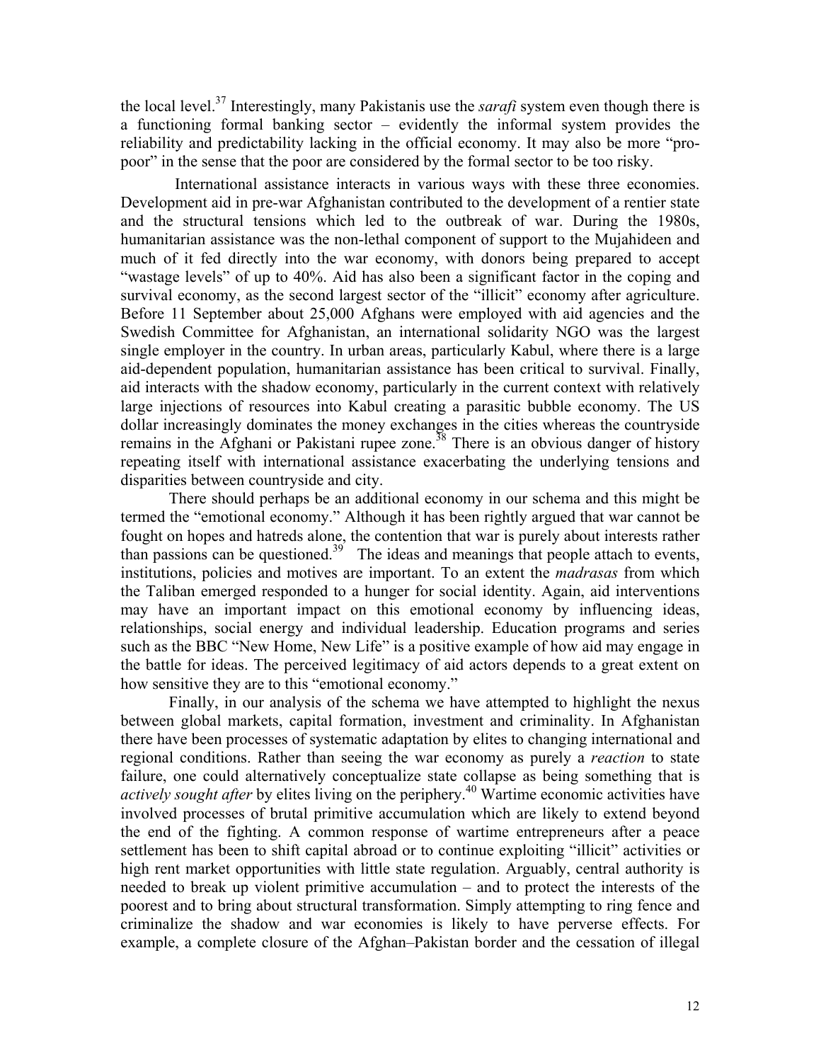the local level.[37] Interestingly, many Pakistanis use the *sarafi* system even though there is a functioning formal banking sector – evidently the informal system provides the reliability and predictability lacking in the official economy. It may also be more "pro-poor" in the sense that the poor are considered by the formal sector to be too risky.

International assistance interacts in various ways with these three economies. Development aid in pre-war Afghanistan contributed to the development of a rentier state and the structural tensions which led to the outbreak of war. During the 1980s, humanitarian assistance was the non-lethal component of support to the Mujahideen and much of it fed directly into the war economy, with donors being prepared to accept "wastage levels" of up to 40%. Aid has also been a significant factor in the coping and survival economy, as the second largest sector of the "illicit" economy after agriculture. Before 11 September about 25,000 Afghans were employed with aid agencies and the Swedish Committee for Afghanistan, an international solidarity NGO was the largest single employer in the country. In urban areas, particularly Kabul, where there is a large aid-dependent population, humanitarian assistance has been critical to survival. Finally, aid interacts with the shadow economy, particularly in the current context with relatively large injections of resources into Kabul creating a parasitic bubble economy. The US dollar increasingly dominates the money exchanges in the cities whereas the countryside remains in the Afghani or Pakistani rupee zone.[38] There is an obvious danger of history repeating itself with international assistance exacerbating the underlying tensions and disparities between countryside and city.

There should perhaps be an additional economy in our schema and this might be termed the "emotional economy." Although it has been rightly argued that war cannot be fought on hopes and hatreds alone, the contention that war is purely about interests rather than passions can be questioned.[39] The ideas and meanings that people attach to events, institutions, policies and motives are important. To an extent the *madrasas* from which the Taliban emerged responded to a hunger for social identity. Again, aid interventions may have an important impact on this emotional economy by influencing ideas, relationships, social energy and individual leadership. Education programs and series such as the BBC "New Home, New Life" is a positive example of how aid may engage in the battle for ideas. The perceived legitimacy of aid actors depends to a great extent on how sensitive they are to this "emotional economy."

Finally, in our analysis of the schema we have attempted to highlight the nexus between global markets, capital formation, investment and criminality. In Afghanistan there have been processes of systematic adaptation by elites to changing international and regional conditions. Rather than seeing the war economy as purely a *reaction* to state failure, one could alternatively conceptualize state collapse as being something that is *actively sought after* by elites living on the periphery.[40] Wartime economic activities have involved processes of brutal primitive accumulation which are likely to extend beyond the end of the fighting. A common response of wartime entrepreneurs after a peace settlement has been to shift capital abroad or to continue exploiting "illicit" activities or high rent market opportunities with little state regulation. Arguably, central authority is needed to break up violent primitive accumulation – and to protect the interests of the poorest and to bring about structural transformation. Simply attempting to ring fence and criminalize the shadow and war economies is likely to have perverse effects. For example, a complete closure of the Afghan–Pakistan border and the cessation of illegal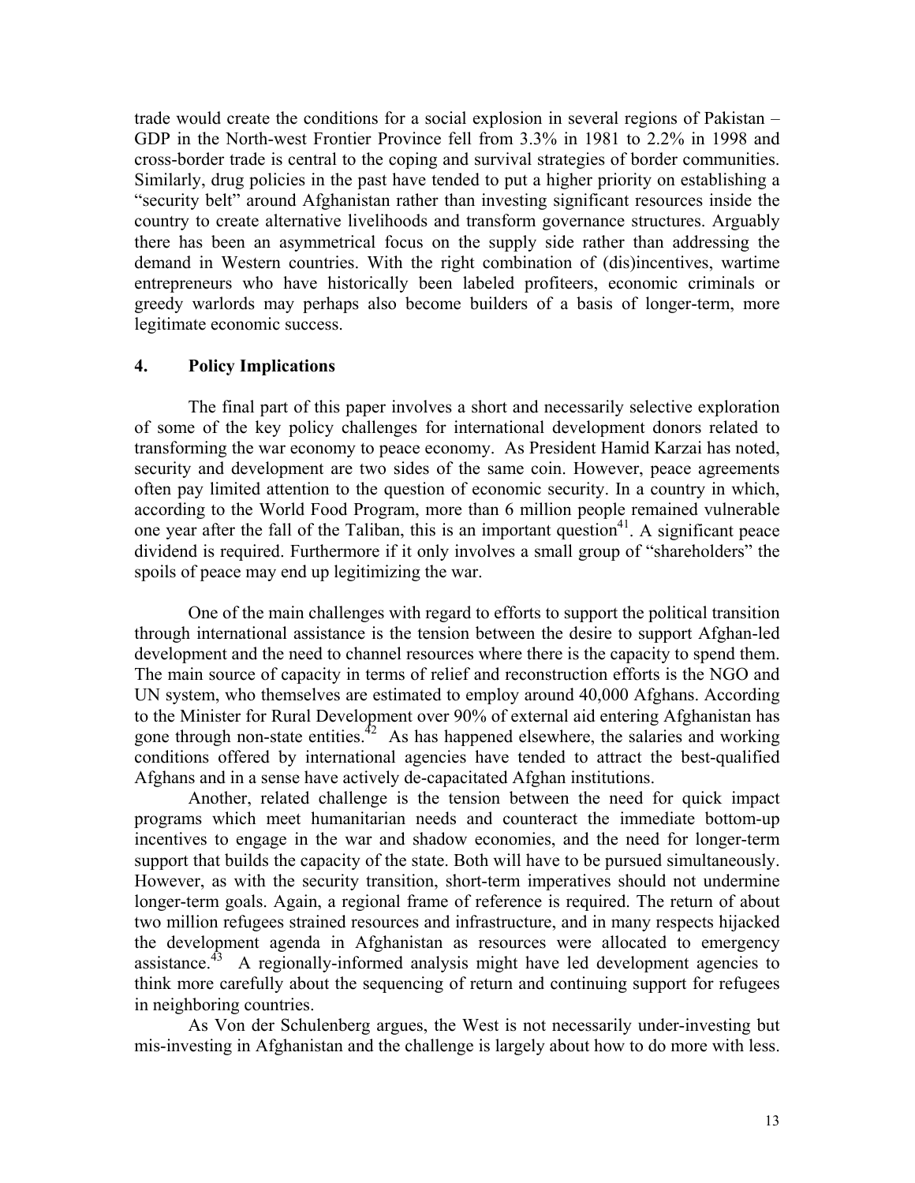trade would create the conditions for a social explosion in several regions of Pakistan – GDP in the North-west Frontier Province fell from 3.3% in 1981 to 2.2% in 1998 and cross-border trade is central to the coping and survival strategies of border communities. Similarly, drug policies in the past have tended to put a higher priority on establishing a "security belt" around Afghanistan rather than investing significant resources inside the country to create alternative livelihoods and transform governance structures. Arguably there has been an asymmetrical focus on the supply side rather than addressing the demand in Western countries. With the right combination of (dis)incentives, wartime entrepreneurs who have historically been labeled profiteers, economic criminals or greedy warlords may perhaps also become builders of a basis of longer-term, more legitimate economic success.

## 4. Policy Implications

The final part of this paper involves a short and necessarily selective exploration of some of the key policy challenges for international development donors related to transforming the war economy to peace economy. As President Hamid Karzai has noted, security and development are two sides of the same coin. However, peace agreements often pay limited attention to the question of economic security. In a country in which, according to the World Food Program, more than 6 million people remained vulnerable one year after the fall of the Taliban, this is an important question[41]. A significant peace dividend is required. Furthermore if it only involves a small group of "shareholders" the spoils of peace may end up legitimizing the war.

One of the main challenges with regard to efforts to support the political transition through international assistance is the tension between the desire to support Afghan-led development and the need to channel resources where there is the capacity to spend them. The main source of capacity in terms of relief and reconstruction efforts is the NGO and UN system, who themselves are estimated to employ around 40,000 Afghans. According to the Minister for Rural Development over 90% of external aid entering Afghanistan has gone through non-state entities.[42] As has happened elsewhere, the salaries and working conditions offered by international agencies have tended to attract the best-qualified Afghans and in a sense have actively de-capacitated Afghan institutions.

Another, related challenge is the tension between the need for quick impact programs which meet humanitarian needs and counteract the immediate bottom-up incentives to engage in the war and shadow economies, and the need for longer-term support that builds the capacity of the state. Both will have to be pursued simultaneously. However, as with the security transition, short-term imperatives should not undermine longer-term goals. Again, a regional frame of reference is required. The return of about two million refugees strained resources and infrastructure, and in many respects hijacked the development agenda in Afghanistan as resources were allocated to emergency assistance.[43] A regionally-informed analysis might have led development agencies to think more carefully about the sequencing of return and continuing support for refugees in neighboring countries.

As Von der Schulenberg argues, the West is not necessarily under-investing but mis-investing in Afghanistan and the challenge is largely about how to do more with less.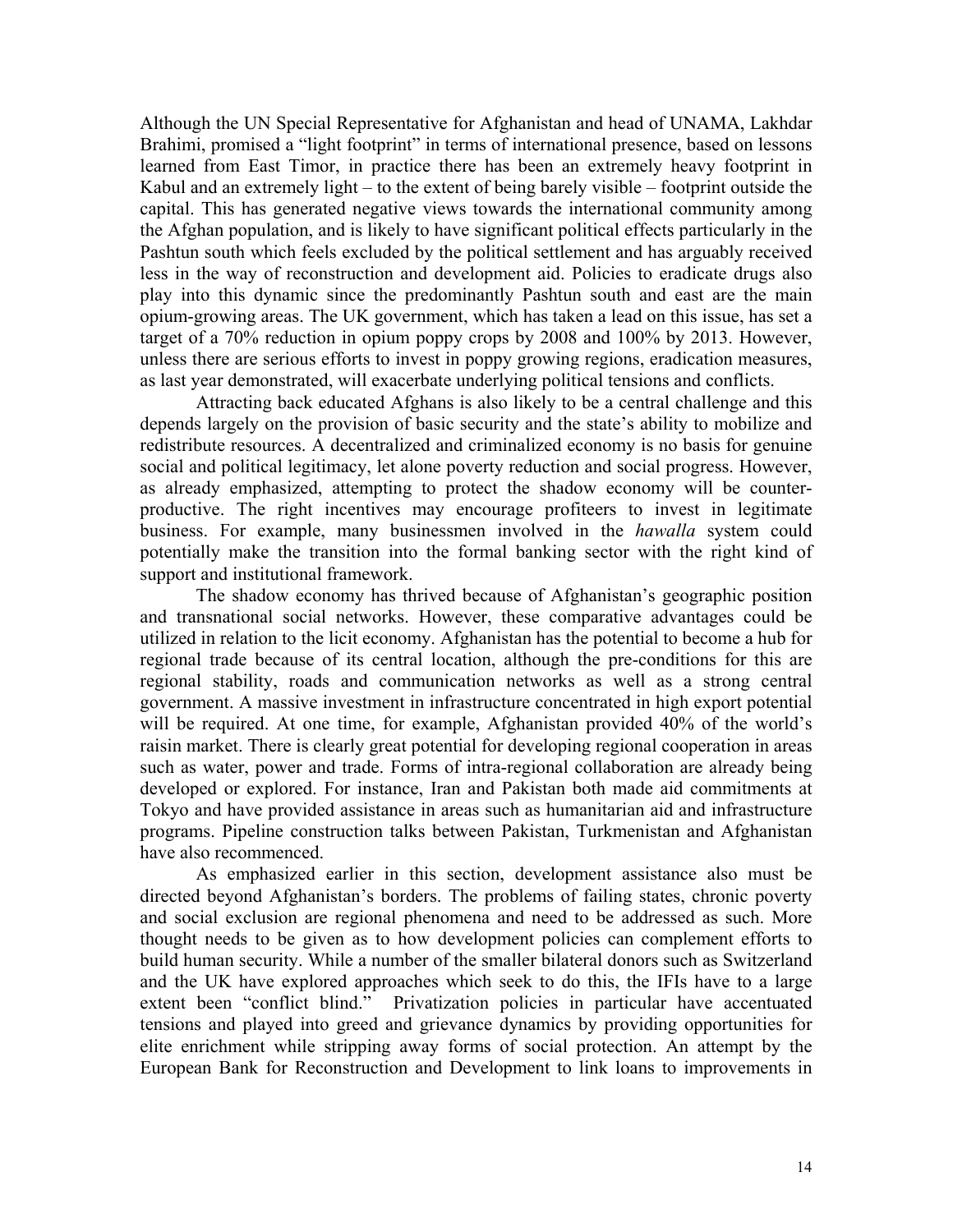Although the UN Special Representative for Afghanistan and head of UNAMA, Lakhdar Brahimi, promised a "light footprint" in terms of international presence, based on lessons learned from East Timor, in practice there has been an extremely heavy footprint in Kabul and an extremely light – to the extent of being barely visible – footprint outside the capital. This has generated negative views towards the international community among the Afghan population, and is likely to have significant political effects particularly in the Pashtun south which feels excluded by the political settlement and has arguably received less in the way of reconstruction and development aid. Policies to eradicate drugs also play into this dynamic since the predominantly Pashtun south and east are the main opium-growing areas. The UK government, which has taken a lead on this issue, has set a target of a 70% reduction in opium poppy crops by 2008 and 100% by 2013. However, unless there are serious efforts to invest in poppy growing regions, eradication measures, as last year demonstrated, will exacerbate underlying political tensions and conflicts.

Attracting back educated Afghans is also likely to be a central challenge and this depends largely on the provision of basic security and the state's ability to mobilize and redistribute resources. A decentralized and criminalized economy is no basis for genuine social and political legitimacy, let alone poverty reduction and social progress. However, as already emphasized, attempting to protect the shadow economy will be counter-productive. The right incentives may encourage profiteers to invest in legitimate business. For example, many businessmen involved in the *hawalla* system could potentially make the transition into the formal banking sector with the right kind of support and institutional framework.

The shadow economy has thrived because of Afghanistan's geographic position and transnational social networks. However, these comparative advantages could be utilized in relation to the licit economy. Afghanistan has the potential to become a hub for regional trade because of its central location, although the pre-conditions for this are regional stability, roads and communication networks as well as a strong central government. A massive investment in infrastructure concentrated in high export potential will be required. At one time, for example, Afghanistan provided 40% of the world's raisin market. There is clearly great potential for developing regional cooperation in areas such as water, power and trade. Forms of intra-regional collaboration are already being developed or explored. For instance, Iran and Pakistan both made aid commitments at Tokyo and have provided assistance in areas such as humanitarian aid and infrastructure programs. Pipeline construction talks between Pakistan, Turkmenistan and Afghanistan have also recommenced.

As emphasized earlier in this section, development assistance also must be directed beyond Afghanistan's borders. The problems of failing states, chronic poverty and social exclusion are regional phenomena and need to be addressed as such. More thought needs to be given as to how development policies can complement efforts to build human security. While a number of the smaller bilateral donors such as Switzerland and the UK have explored approaches which seek to do this, the IFIs have to a large extent been "conflict blind." Privatization policies in particular have accentuated tensions and played into greed and grievance dynamics by providing opportunities for elite enrichment while stripping away forms of social protection. An attempt by the European Bank for Reconstruction and Development to link loans to improvements in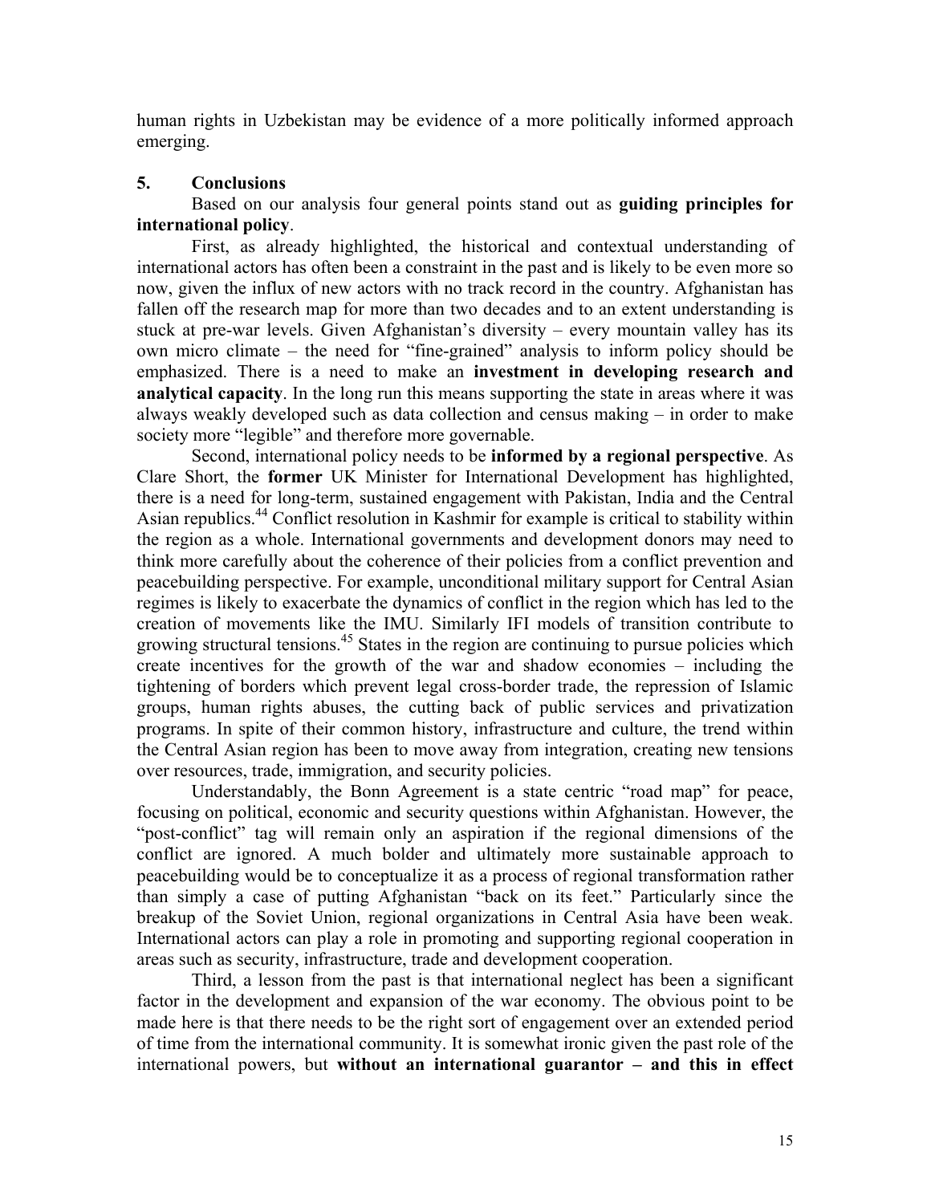human rights in Uzbekistan may be evidence of a more politically informed approach emerging.

## 5. Conclusions

Based on our analysis four general points stand out as **guiding principles for international policy**.

First, as already highlighted, the historical and contextual understanding of international actors has often been a constraint in the past and is likely to be even more so now, given the influx of new actors with no track record in the country. Afghanistan has fallen off the research map for more than two decades and to an extent understanding is stuck at pre-war levels. Given Afghanistan's diversity – every mountain valley has its own micro climate – the need for "fine-grained" analysis to inform policy should be emphasized. There is a need to make an **investment in developing research and analytical capacity**. In the long run this means supporting the state in areas where it was always weakly developed such as data collection and census making – in order to make society more "legible" and therefore more governable.

Second, international policy needs to be **informed by a regional perspective**. As Clare Short, the **former** UK Minister for International Development has highlighted, there is a need for long-term, sustained engagement with Pakistan, India and the Central Asian republics.[44] Conflict resolution in Kashmir for example is critical to stability within the region as a whole. International governments and development donors may need to think more carefully about the coherence of their policies from a conflict prevention and peacebuilding perspective. For example, unconditional military support for Central Asian regimes is likely to exacerbate the dynamics of conflict in the region which has led to the creation of movements like the IMU. Similarly IFI models of transition contribute to growing structural tensions.[45] States in the region are continuing to pursue policies which create incentives for the growth of the war and shadow economies – including the tightening of borders which prevent legal cross-border trade, the repression of Islamic groups, human rights abuses, the cutting back of public services and privatization programs. In spite of their common history, infrastructure and culture, the trend within the Central Asian region has been to move away from integration, creating new tensions over resources, trade, immigration, and security policies.

Understandably, the Bonn Agreement is a state centric "road map" for peace, focusing on political, economic and security questions within Afghanistan. However, the "post-conflict" tag will remain only an aspiration if the regional dimensions of the conflict are ignored. A much bolder and ultimately more sustainable approach to peacebuilding would be to conceptualize it as a process of regional transformation rather than simply a case of putting Afghanistan "back on its feet." Particularly since the breakup of the Soviet Union, regional organizations in Central Asia have been weak. International actors can play a role in promoting and supporting regional cooperation in areas such as security, infrastructure, trade and development cooperation.

Third, a lesson from the past is that international neglect has been a significant factor in the development and expansion of the war economy. The obvious point to be made here is that there needs to be the right sort of engagement over an extended period of time from the international community. It is somewhat ironic given the past role of the international powers, but **without an international guarantor – and this in effect**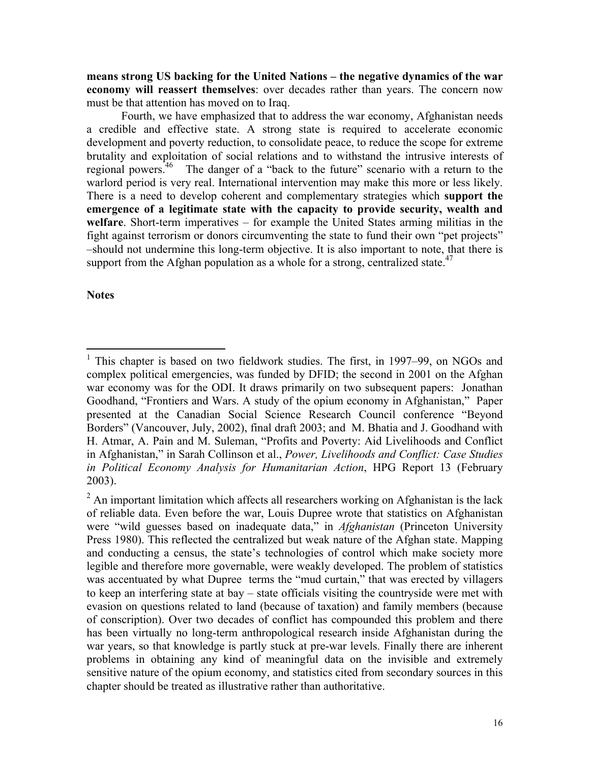**means strong US backing for the United Nations – the negative dynamics of the war economy will reassert themselves**: over decades rather than years. The concern now must be that attention has moved on to Iraq.

Fourth, we have emphasized that to address the war economy, Afghanistan needs a credible and effective state. A strong state is required to accelerate economic development and poverty reduction, to consolidate peace, to reduce the scope for extreme brutality and exploitation of social relations and to withstand the intrusive interests of regional powers.[46] The danger of a "back to the future" scenario with a return to the warlord period is very real. International intervention may make this more or less likely. There is a need to develop coherent and complementary strategies which **support the emergence of a legitimate state with the capacity to provide security, wealth and welfare**. Short-term imperatives – for example the United States arming militias in the fight against terrorism or donors circumventing the state to fund their own "pet projects" –should not undermine this long-term objective. It is also important to note, that there is support from the Afghan population as a whole for a strong, centralized state.[47]

**Notes**

[1] This chapter is based on two fieldwork studies. The first, in 1997–99, on NGOs and complex political emergencies, was funded by DFID; the second in 2001 on the Afghan war economy was for the ODI. It draws primarily on two subsequent papers: Jonathan Goodhand, "Frontiers and Wars. A study of the opium economy in Afghanistan," Paper presented at the Canadian Social Science Research Council conference "Beyond Borders" (Vancouver, July, 2002), final draft 2003; and M. Bhatia and J. Goodhand with H. Atmar, A. Pain and M. Suleman, "Profits and Poverty: Aid Livelihoods and Conflict in Afghanistan," in Sarah Collinson et al., *Power, Livelihoods and Conflict: Case Studies in Political Economy Analysis for Humanitarian Action*, HPG Report 13 (February 2003).

[2] An important limitation which affects all researchers working on Afghanistan is the lack of reliable data. Even before the war, Louis Dupree wrote that statistics on Afghanistan were "wild guesses based on inadequate data," in *Afghanistan* (Princeton University Press 1980). This reflected the centralized but weak nature of the Afghan state. Mapping and conducting a census, the state's technologies of control which make society more legible and therefore more governable, were weakly developed. The problem of statistics was accentuated by what Dupree terms the "mud curtain," that was erected by villagers to keep an interfering state at bay – state officials visiting the countryside were met with evasion on questions related to land (because of taxation) and family members (because of conscription). Over two decades of conflict has compounded this problem and there has been virtually no long-term anthropological research inside Afghanistan during the war years, so that knowledge is partly stuck at pre-war levels. Finally there are inherent problems in obtaining any kind of meaningful data on the invisible and extremely sensitive nature of the opium economy, and statistics cited from secondary sources in this chapter should be treated as illustrative rather than authoritative.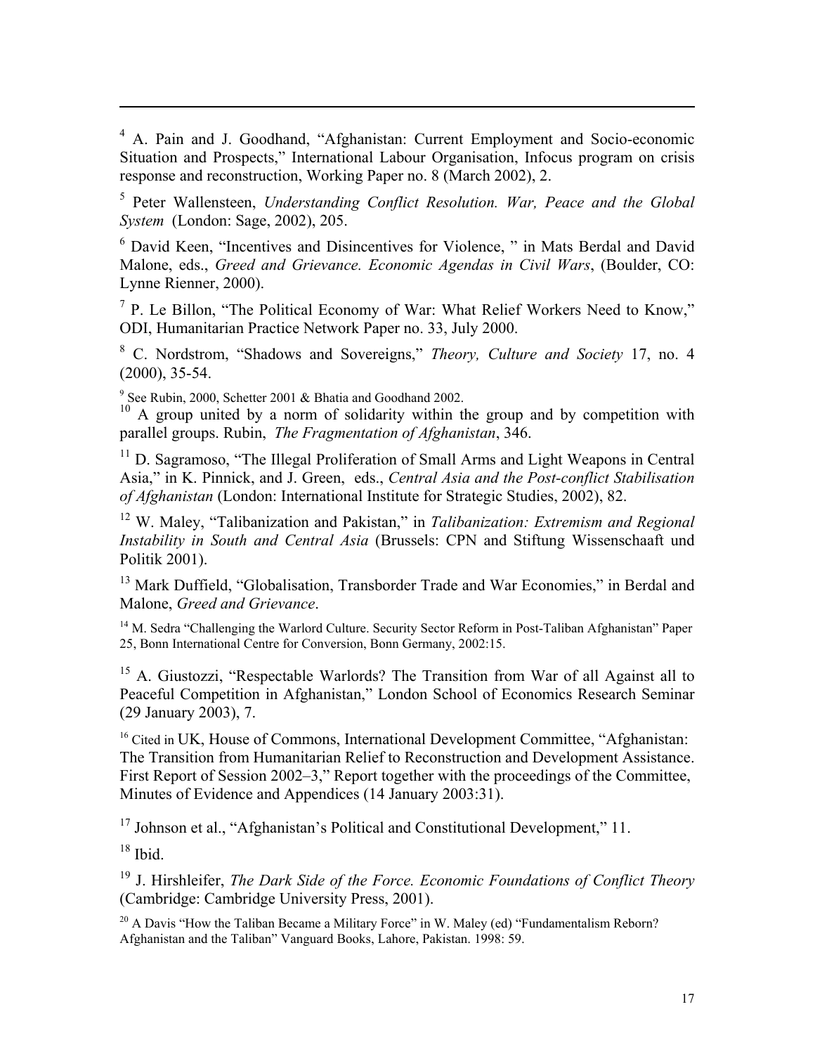[4] A. Pain and J. Goodhand, "Afghanistan: Current Employment and Socio-economic Situation and Prospects," International Labour Organisation, Infocus program on crisis response and reconstruction, Working Paper no. 8 (March 2002), 2.

[5] Peter Wallensteen, *Understanding Conflict Resolution. War, Peace and the Global System* (London: Sage, 2002), 205.

[6] David Keen, "Incentives and Disincentives for Violence, " in Mats Berdal and David Malone, eds., *Greed and Grievance. Economic Agendas in Civil Wars*, (Boulder, CO: Lynne Rienner, 2000).

[7] P. Le Billon, "The Political Economy of War: What Relief Workers Need to Know," ODI, Humanitarian Practice Network Paper no. 33, July 2000.

[8] C. Nordstrom, "Shadows and Sovereigns," *Theory, Culture and Society* 17, no. 4 (2000), 35-54.

[9] See Rubin, 2000, Schetter 2001 & Bhatia and Goodhand 2002.

[10] A group united by a norm of solidarity within the group and by competition with parallel groups. Rubin, *The Fragmentation of Afghanistan*, 346.

[11] D. Sagramoso, "The Illegal Proliferation of Small Arms and Light Weapons in Central Asia," in K. Pinnick, and J. Green, eds., *Central Asia and the Post-conflict Stabilisation of Afghanistan* (London: International Institute for Strategic Studies, 2002), 82.

[12] W. Maley, "Talibanization and Pakistan," in *Talibanization: Extremism and Regional Instability in South and Central Asia* (Brussels: CPN and Stiftung Wissenschaaft und Politik 2001).

[13] Mark Duffield, "Globalisation, Transborder Trade and War Economies," in Berdal and Malone, *Greed and Grievance*.

[14] M. Sedra "Challenging the Warlord Culture. Security Sector Reform in Post-Taliban Afghanistan" Paper 25, Bonn International Centre for Conversion, Bonn Germany, 2002:15.

[15] A. Giustozzi, "Respectable Warlords? The Transition from War of all Against all to Peaceful Competition in Afghanistan," London School of Economics Research Seminar (29 January 2003), 7.

[16] Cited in UK, House of Commons, International Development Committee, "Afghanistan: The Transition from Humanitarian Relief to Reconstruction and Development Assistance. First Report of Session 2002–3," Report together with the proceedings of the Committee, Minutes of Evidence and Appendices (14 January 2003:31).

[17] Johnson et al., "Afghanistan's Political and Constitutional Development," 11.

[18] Ibid.

[19] J. Hirshleifer, *The Dark Side of the Force. Economic Foundations of Conflict Theory* (Cambridge: Cambridge University Press, 2001).

[20] A Davis "How the Taliban Became a Military Force" in W. Maley (ed) "Fundamentalism Reborn? Afghanistan and the Taliban" Vanguard Books, Lahore, Pakistan. 1998: 59.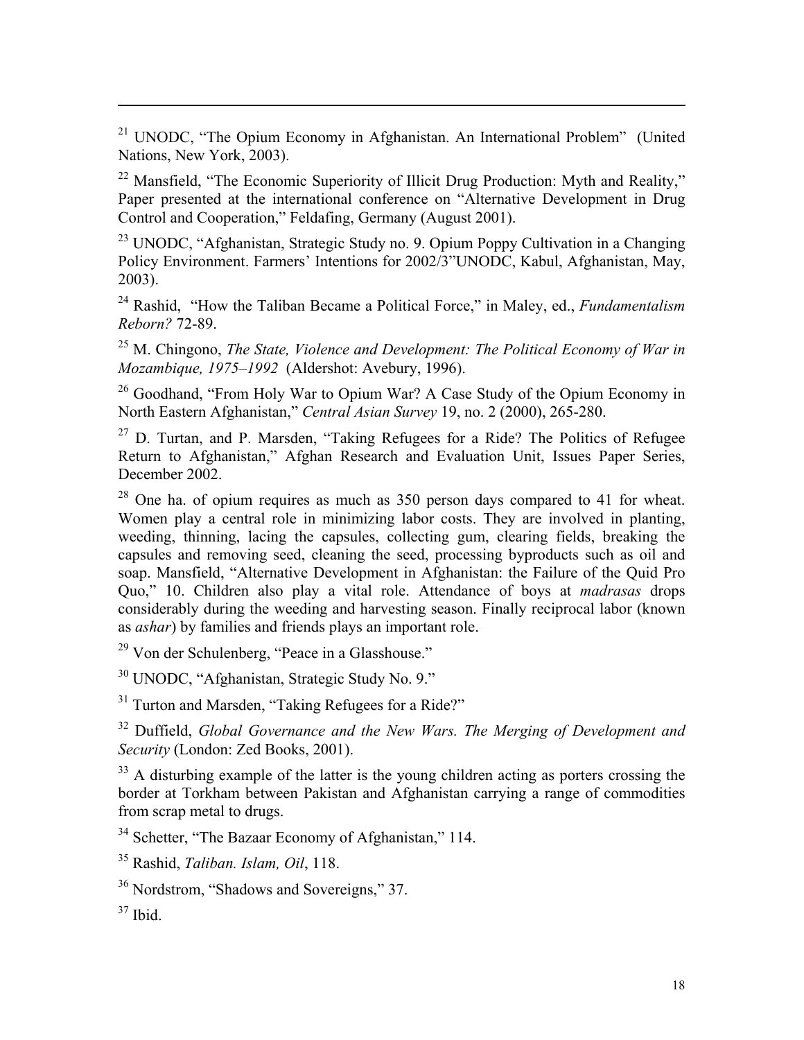[21] UNODC, "The Opium Economy in Afghanistan. An International Problem" (United Nations, New York, 2003).

[22] Mansfield, "The Economic Superiority of Illicit Drug Production: Myth and Reality," Paper presented at the international conference on "Alternative Development in Drug Control and Cooperation," Feldafing, Germany (August 2001).

[23] UNODC, "Afghanistan, Strategic Study no. 9. Opium Poppy Cultivation in a Changing Policy Environment. Farmers' Intentions for 2002/3"UNODC, Kabul, Afghanistan, May, 2003).

[24] Rashid, "How the Taliban Became a Political Force," in Maley, ed., *Fundamentalism Reborn?* 72-89.

[25] M. Chingono, *The State, Violence and Development: The Political Economy of War in Mozambique, 1975–1992* (Aldershot: Avebury, 1996).

[26] Goodhand, "From Holy War to Opium War? A Case Study of the Opium Economy in North Eastern Afghanistan," *Central Asian Survey* 19, no. 2 (2000), 265-280.

[27] D. Turtan, and P. Marsden, "Taking Refugees for a Ride? The Politics of Refugee Return to Afghanistan," Afghan Research and Evaluation Unit, Issues Paper Series, December 2002.

[28] One ha. of opium requires as much as 350 person days compared to 41 for wheat. Women play a central role in minimizing labor costs. They are involved in planting, weeding, thinning, lacing the capsules, collecting gum, clearing fields, breaking the capsules and removing seed, cleaning the seed, processing byproducts such as oil and soap. Mansfield, "Alternative Development in Afghanistan: the Failure of the Quid Pro Quo," 10. Children also play a vital role. Attendance of boys at *madrasas* drops considerably during the weeding and harvesting season. Finally reciprocal labor (known as *ashar*) by families and friends plays an important role.

[29] Von der Schulenberg, "Peace in a Glasshouse."

[30] UNODC, "Afghanistan, Strategic Study No. 9."

[31] Turton and Marsden, "Taking Refugees for a Ride?"

[32] Duffield, *Global Governance and the New Wars. The Merging of Development and Security* (London: Zed Books, 2001).

[33] A disturbing example of the latter is the young children acting as porters crossing the border at Torkham between Pakistan and Afghanistan carrying a range of commodities from scrap metal to drugs.

[34] Schetter, "The Bazaar Economy of Afghanistan," 114.

[35] Rashid, *Taliban. Islam, Oil*, 118.

[36] Nordstrom, "Shadows and Sovereigns," 37.

[37] Ibid.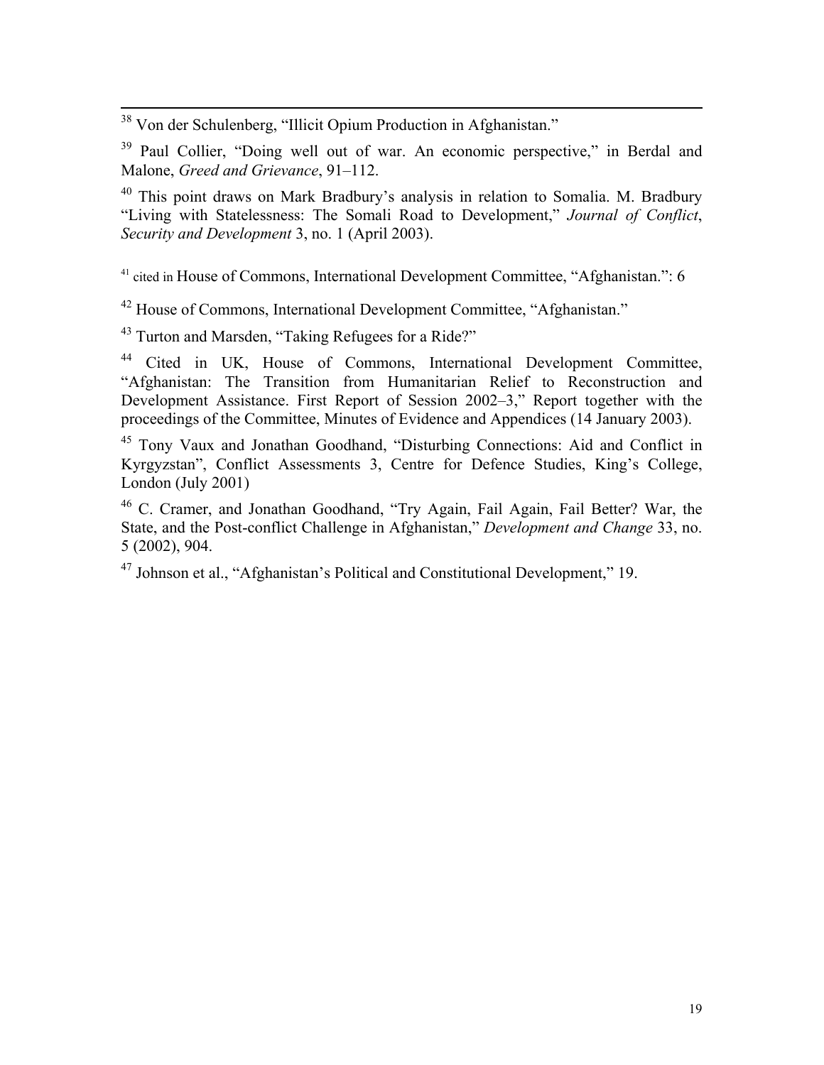[38] Von der Schulenberg, "Illicit Opium Production in Afghanistan."

[39] Paul Collier, "Doing well out of war. An economic perspective," in Berdal and Malone, *Greed and Grievance*, 91–112.

[40] This point draws on Mark Bradbury's analysis in relation to Somalia. M. Bradbury "Living with Statelessness: The Somali Road to Development," *Journal of Conflict, Security and Development* 3, no. 1 (April 2003).

[41] cited in House of Commons, International Development Committee, "Afghanistan.": 6

[42] House of Commons, International Development Committee, "Afghanistan."

[43] Turton and Marsden, "Taking Refugees for a Ride?"

[44] Cited in UK, House of Commons, International Development Committee, "Afghanistan: The Transition from Humanitarian Relief to Reconstruction and Development Assistance. First Report of Session 2002–3," Report together with the proceedings of the Committee, Minutes of Evidence and Appendices (14 January 2003).

[45] Tony Vaux and Jonathan Goodhand, "Disturbing Connections: Aid and Conflict in Kyrgyzstan", Conflict Assessments 3, Centre for Defence Studies, King's College, London (July 2001)

[46] C. Cramer, and Jonathan Goodhand, "Try Again, Fail Again, Fail Better? War, the State, and the Post-conflict Challenge in Afghanistan," *Development and Change* 33, no. 5 (2002), 904.

[47] Johnson et al., "Afghanistan's Political and Constitutional Development," 19.